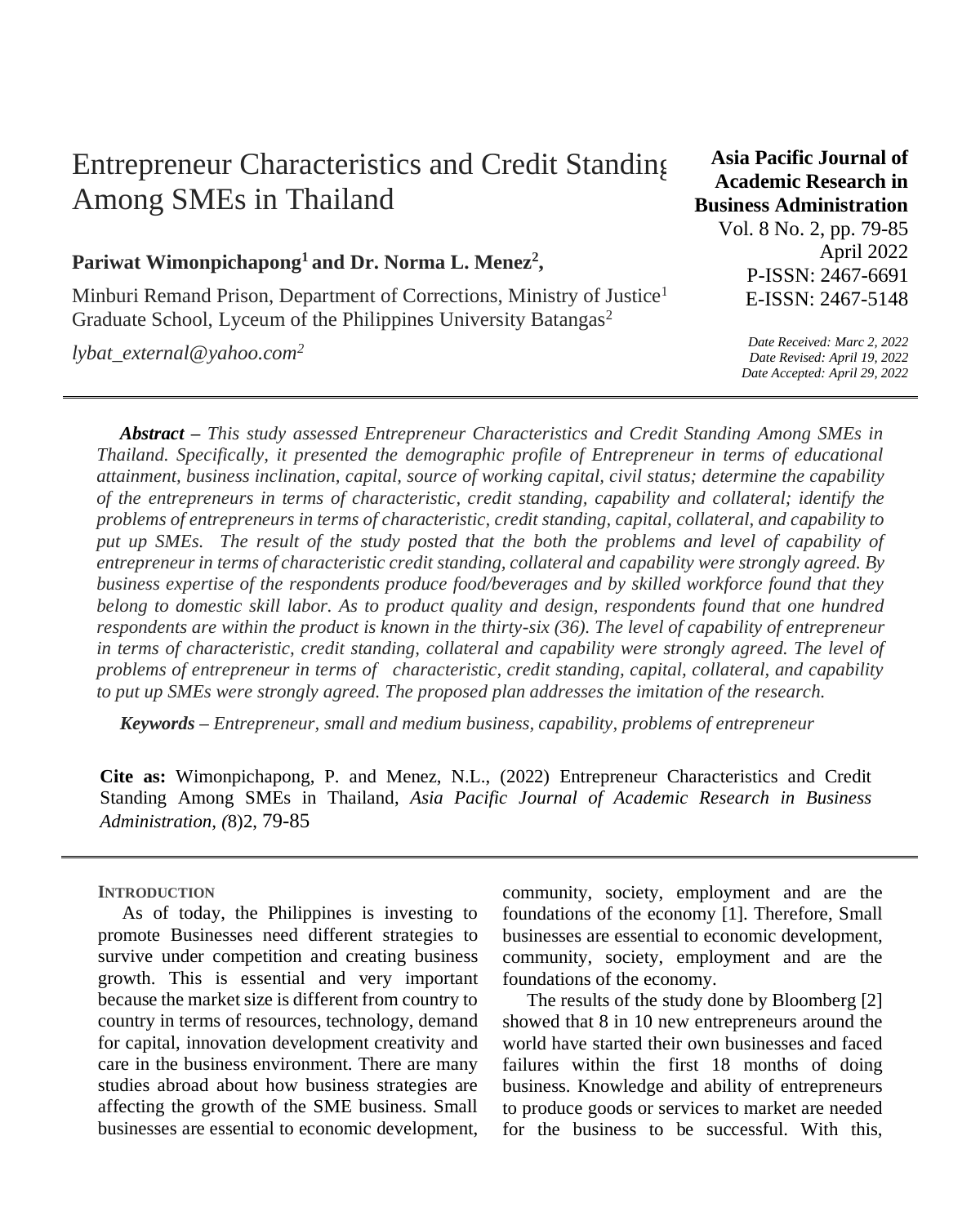# Entrepreneur Characteristics and Credit Standing Among SMEs in Thailand

**Asia Pacific Journal of Academic Research in Business Administration**
Vol. 8 No. 2, pp. 79-85
April 2022
P-ISSN: 2467-6691
E-ISSN: 2467-5148

**Pariwat Wimonpichapong[1] and Dr. Norma L. Menez[2],**

Minburi Remand Prison, Department of Corrections, Ministry of Justice[1]
Graduate School, Lyceum of the Philippines University Batangas[2]

*lybat_external@yahoo.com[2]*

*Date Received: Marc 2, 2022*
*Date Revised: April 19, 2022*
*Date Accepted: April 29, 2022*

***Abstract –** This study assessed Entrepreneur Characteristics and Credit Standing Among SMEs in Thailand. Specifically, it presented the demographic profile of Entrepreneur in terms of educational attainment, business inclination, capital, source of working capital, civil status; determine the capability of the entrepreneurs in terms of characteristic, credit standing, capability and collateral; identify the problems of entrepreneurs in terms of characteristic, credit standing, capital, collateral, and capability to put up SMEs. The result of the study posted that the both the problems and level of capability of entrepreneur in terms of characteristic credit standing, collateral and capability were strongly agreed. By business expertise of the respondents produce food/beverages and by skilled workforce found that they belong to domestic skill labor. As to product quality and design, respondents found that one hundred respondents are within the product is known in the thirty-six (36). The level of capability of entrepreneur in terms of characteristic, credit standing, collateral and capability were strongly agreed. The level of problems of entrepreneur in terms of characteristic, credit standing, capital, collateral, and capability to put up SMEs were strongly agreed. The proposed plan addresses the imitation of the research.*

***Keywords –** Entrepreneur, small and medium business, capability, problems of entrepreneur*

**Cite as:** Wimonpichapong, P. and Menez, N.L., (2022) Entrepreneur Characteristics and Credit Standing Among SMEs in Thailand, *Asia Pacific Journal of Academic Research in Business Administration, (*8)2, 79-85

## INTRODUCTION

As of today, the Philippines is investing to promote Businesses need different strategies to survive under competition and creating business growth. This is essential and very important because the market size is different from country to country in terms of resources, technology, demand for capital, innovation development creativity and care in the business environment. There are many studies abroad about how business strategies are affecting the growth of the SME business. Small businesses are essential to economic development, community, society, employment and are the foundations of the economy [1]. Therefore, Small businesses are essential to economic development, community, society, employment and are the foundations of the economy.

The results of the study done by Bloomberg [2] showed that 8 in 10 new entrepreneurs around the world have started their own businesses and faced failures within the first 18 months of doing business. Knowledge and ability of entrepreneurs to produce goods or services to market are needed for the business to be successful. With this,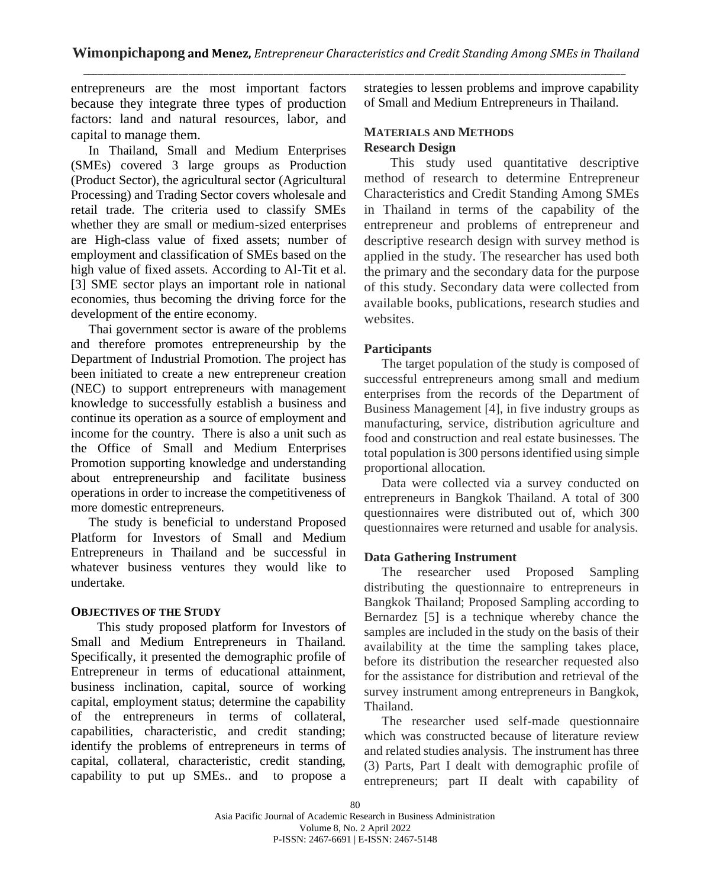entrepreneurs are the most important factors because they integrate three types of production factors: land and natural resources, labor, and capital to manage them.

In Thailand, Small and Medium Enterprises (SMEs) covered 3 large groups as Production (Product Sector), the agricultural sector (Agricultural Processing) and Trading Sector covers wholesale and retail trade. The criteria used to classify SMEs whether they are small or medium-sized enterprises are High-class value of fixed assets; number of employment and classification of SMEs based on the high value of fixed assets. According to Al-Tit et al. [3] SME sector plays an important role in national economies, thus becoming the driving force for the development of the entire economy.

Thai government sector is aware of the problems and therefore promotes entrepreneurship by the Department of Industrial Promotion. The project has been initiated to create a new entrepreneur creation (NEC) to support entrepreneurs with management knowledge to successfully establish a business and continue its operation as a source of employment and income for the country. There is also a unit such as the Office of Small and Medium Enterprises Promotion supporting knowledge and understanding about entrepreneurship and facilitate business operations in order to increase the competitiveness of more domestic entrepreneurs.

The study is beneficial to understand Proposed Platform for Investors of Small and Medium Entrepreneurs in Thailand and be successful in whatever business ventures they would like to undertake.

## OBJECTIVES OF THE STUDY

This study proposed platform for Investors of Small and Medium Entrepreneurs in Thailand. Specifically, it presented the demographic profile of Entrepreneur in terms of educational attainment, business inclination, capital, source of working capital, employment status; determine the capability of the entrepreneurs in terms of collateral, capabilities, characteristic, and credit standing; identify the problems of entrepreneurs in terms of capital, collateral, characteristic, credit standing, capability to put up SMEs.. and to propose a strategies to lessen problems and improve capability of Small and Medium Entrepreneurs in Thailand.

## MATERIALS AND METHODS

### Research Design

This study used quantitative descriptive method of research to determine Entrepreneur Characteristics and Credit Standing Among SMEs in Thailand in terms of the capability of the entrepreneur and problems of entrepreneur and descriptive research design with survey method is applied in the study. The researcher has used both the primary and the secondary data for the purpose of this study. Secondary data were collected from available books, publications, research studies and websites.

### Participants

The target population of the study is composed of successful entrepreneurs among small and medium enterprises from the records of the Department of Business Management [4], in five industry groups as manufacturing, service, distribution agriculture and food and construction and real estate businesses. The total population is 300 persons identified using simple proportional allocation.

Data were collected via a survey conducted on entrepreneurs in Bangkok Thailand. A total of 300 questionnaires were distributed out of, which 300 questionnaires were returned and usable for analysis.

### Data Gathering Instrument

The researcher used Proposed Sampling distributing the questionnaire to entrepreneurs in Bangkok Thailand; Proposed Sampling according to Bernardez [5] is a technique whereby chance the samples are included in the study on the basis of their availability at the time the sampling takes place, before its distribution the researcher requested also for the assistance for distribution and retrieval of the survey instrument among entrepreneurs in Bangkok, Thailand.

The researcher used self-made questionnaire which was constructed because of literature review and related studies analysis. The instrument has three (3) Parts, Part I dealt with demographic profile of entrepreneurs; part II dealt with capability of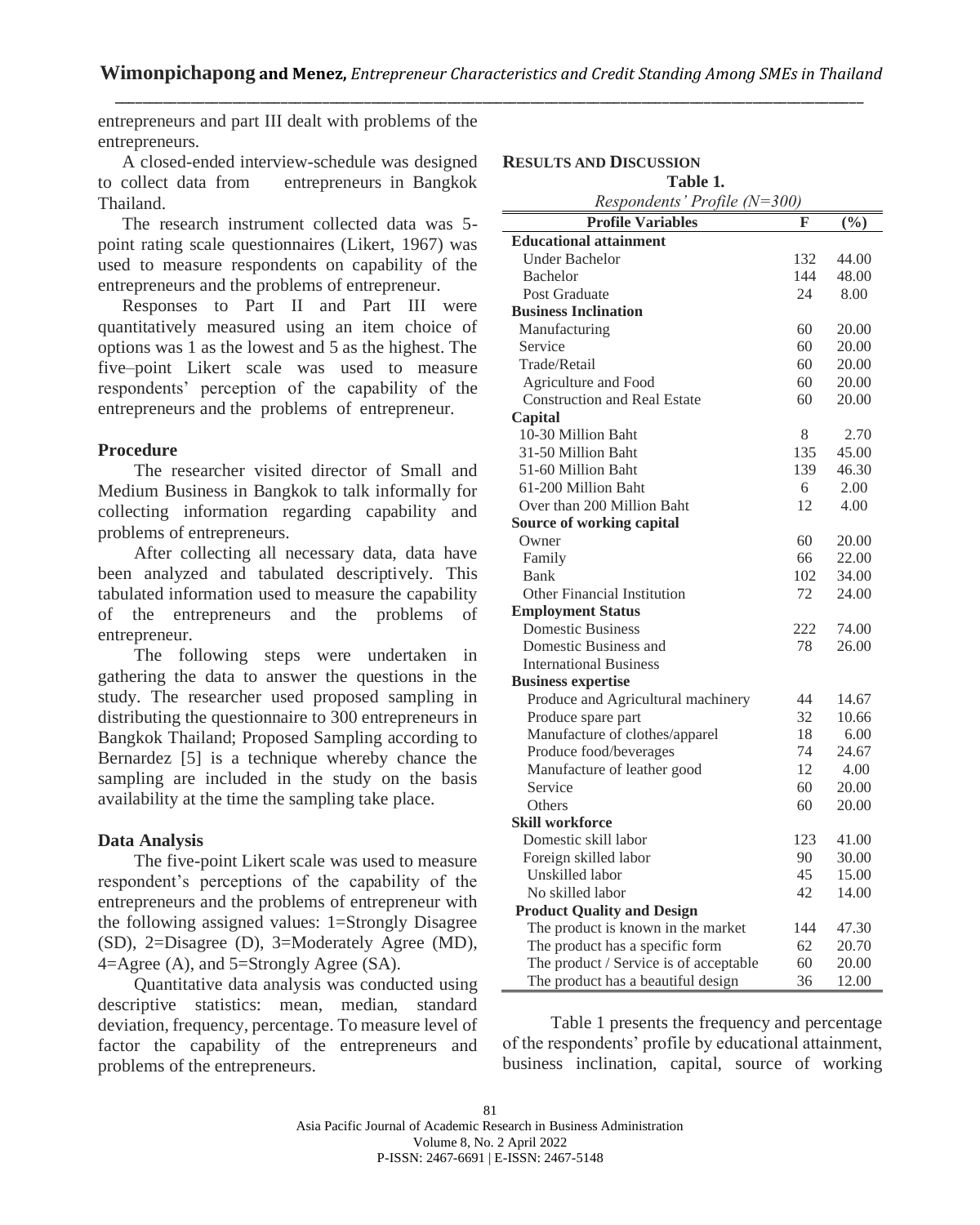entrepreneurs and part III dealt with problems of the entrepreneurs.

A closed-ended interview-schedule was designed to collect data from entrepreneurs in Bangkok Thailand.

The research instrument collected data was 5-point rating scale questionnaires (Likert, 1967) was used to measure respondents on capability of the entrepreneurs and the problems of entrepreneur.

Responses to Part II and Part III were quantitatively measured using an item choice of options was 1 as the lowest and 5 as the highest. The five–point Likert scale was used to measure respondents' perception of the capability of the entrepreneurs and the problems of entrepreneur.

### Procedure

The researcher visited director of Small and Medium Business in Bangkok to talk informally for collecting information regarding capability and problems of entrepreneurs.

After collecting all necessary data, data have been analyzed and tabulated descriptively. This tabulated information used to measure the capability of the entrepreneurs and the problems of entrepreneur.

The following steps were undertaken in gathering the data to answer the questions in the study. The researcher used proposed sampling in distributing the questionnaire to 300 entrepreneurs in Bangkok Thailand; Proposed Sampling according to Bernardez [5] is a technique whereby chance the sampling are included in the study on the basis availability at the time the sampling take place.

### Data Analysis

The five-point Likert scale was used to measure respondent's perceptions of the capability of the entrepreneurs and the problems of entrepreneur with the following assigned values: 1=Strongly Disagree (SD), 2=Disagree (D), 3=Moderately Agree (MD), 4=Agree (A), and 5=Strongly Agree (SA).

Quantitative data analysis was conducted using descriptive statistics: mean, median, standard deviation, frequency, percentage. To measure level of factor the capability of the entrepreneurs and problems of the entrepreneurs.

## RESULTS AND DISCUSSION

**Table 1.**

*Respondents' Profile (N=300)*

| Profile Variables | F | (%) |
|---|---|---|
| **Educational attainment** | | |
| Under Bachelor | 132 | 44.00 |
| Bachelor | 144 | 48.00 |
| Post Graduate | 24 | 8.00 |
| **Business Inclination** | | |
| Manufacturing | 60 | 20.00 |
| Service | 60 | 20.00 |
| Trade/Retail | 60 | 20.00 |
| Agriculture and Food | 60 | 20.00 |
| Construction and Real Estate | 60 | 20.00 |
| **Capital** | | |
| 10-30 Million Baht | 8 | 2.70 |
| 31-50 Million Baht | 135 | 45.00 |
| 51-60 Million Baht | 139 | 46.30 |
| 61-200 Million Baht | 6 | 2.00 |
| Over than 200 Million Baht | 12 | 4.00 |
| **Source of working capital** | | |
| Owner | 60 | 20.00 |
| Family | 66 | 22.00 |
| Bank | 102 | 34.00 |
| Other Financial Institution | 72 | 24.00 |
| **Employment Status** | | |
| Domestic Business | 222 | 74.00 |
| Domestic Business and International Business | 78 | 26.00 |
| **Business expertise** | | |
| Produce and Agricultural machinery | 44 | 14.67 |
| Produce spare part | 32 | 10.66 |
| Manufacture of clothes/apparel | 18 | 6.00 |
| Produce food/beverages | 74 | 24.67 |
| Manufacture of leather good | 12 | 4.00 |
| Service | 60 | 20.00 |
| Others | 60 | 20.00 |
| **Skill workforce** | | |
| Domestic skill labor | 123 | 41.00 |
| Foreign skilled labor | 90 | 30.00 |
| Unskilled labor | 45 | 15.00 |
| No skilled labor | 42 | 14.00 |
| **Product Quality and Design** | | |
| The product is known in the market | 144 | 47.30 |
| The product has a specific form | 62 | 20.70 |
| The product / Service is of acceptable | 60 | 20.00 |
| The product has a beautiful design | 36 | 12.00 |

Table 1 presents the frequency and percentage of the respondents' profile by educational attainment, business inclination, capital, source of working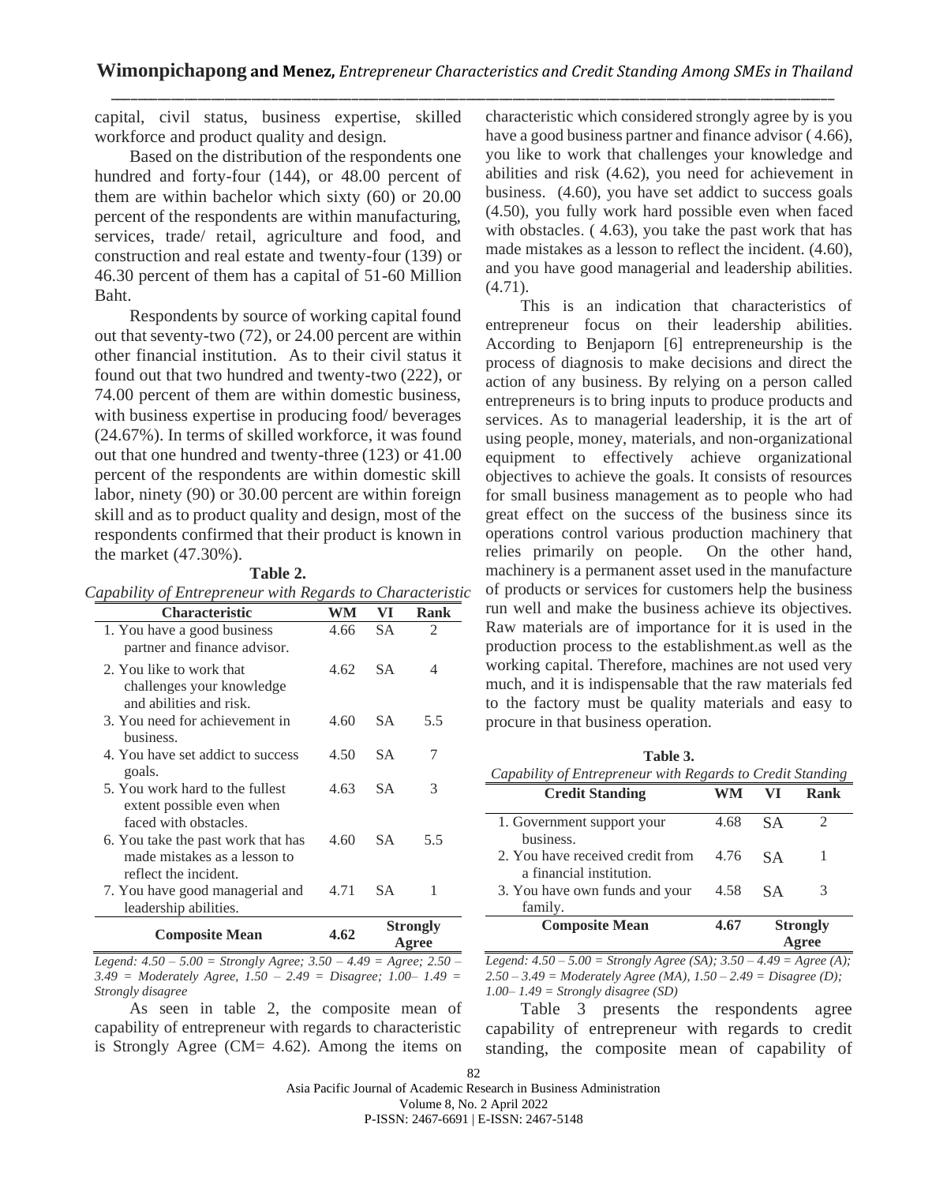capital, civil status, business expertise, skilled workforce and product quality and design.

Based on the distribution of the respondents one hundred and forty-four (144), or 48.00 percent of them are within bachelor which sixty (60) or 20.00 percent of the respondents are within manufacturing, services, trade/ retail, agriculture and food, and construction and real estate and twenty-four (139) or 46.30 percent of them has a capital of 51-60 Million Baht.

Respondents by source of working capital found out that seventy-two (72), or 24.00 percent are within other financial institution. As to their civil status it found out that two hundred and twenty-two (222), or 74.00 percent of them are within domestic business, with business expertise in producing food/ beverages (24.67%). In terms of skilled workforce, it was found out that one hundred and twenty-three (123) or 41.00 percent of the respondents are within domestic skill labor, ninety (90) or 30.00 percent are within foreign skill and as to product quality and design, most of the respondents confirmed that their product is known in the market (47.30%).

**Table 2.**
*Capability of Entrepreneur with Regards to Characteristic*

| Characteristic | WM | VI | Rank |
|---|---|---|---|
| 1. You have a good business partner and finance advisor. | 4.66 | SA | 2 |
| 2. You like to work that challenges your knowledge and abilities and risk. | 4.62 | SA | 4 |
| 3. You need for achievement in business. | 4.60 | SA | 5.5 |
| 4. You have set addict to success goals. | 4.50 | SA | 7 |
| 5. You work hard to the fullest extent possible even when faced with obstacles. | 4.63 | SA | 3 |
| 6. You take the past work that has made mistakes as a lesson to reflect the incident. | 4.60 | SA | 5.5 |
| 7. You have good managerial and leadership abilities. | 4.71 | SA | 1 |
| **Composite Mean** | **4.62** | **Strongly Agree** | |

*Legend: 4.50 – 5.00 = Strongly Agree; 3.50 – 4.49 = Agree; 2.50 – 3.49 = Moderately Agree, 1.50 – 2.49 = Disagree; 1.00– 1.49 = Strongly disagree*

As seen in table 2, the composite mean of capability of entrepreneur with regards to characteristic is Strongly Agree (CM= 4.62). Among the items on characteristic which considered strongly agree by is you have a good business partner and finance advisor ( 4.66), you like to work that challenges your knowledge and abilities and risk (4.62), you need for achievement in business. (4.60), you have set addict to success goals (4.50), you fully work hard possible even when faced with obstacles. ( 4.63), you take the past work that has made mistakes as a lesson to reflect the incident. (4.60), and you have good managerial and leadership abilities. (4.71).

This is an indication that characteristics of entrepreneur focus on their leadership abilities. According to Benjaporn [6] entrepreneurship is the process of diagnosis to make decisions and direct the action of any business. By relying on a person called entrepreneurs is to bring inputs to produce products and services. As to managerial leadership, it is the art of using people, money, materials, and non-organizational equipment to effectively achieve organizational objectives to achieve the goals. It consists of resources for small business management as to people who had great effect on the success of the business since its operations control various production machinery that relies primarily on people. On the other hand, machinery is a permanent asset used in the manufacture of products or services for customers help the business run well and make the business achieve its objectives. Raw materials are of importance for it is used in the production process to the establishment.as well as the working capital. Therefore, machines are not used very much, and it is indispensable that the raw materials fed to the factory must be quality materials and easy to procure in that business operation.

**Table 3.**
*Capability of Entrepreneur with Regards to Credit Standing*

| Credit Standing | WM | VI | Rank |
|---|---|---|---|
| 1. Government support your business. | 4.68 | SA | 2 |
| 2. You have received credit from a financial institution. | 4.76 | SA | 1 |
| 3. You have own funds and your family. | 4.58 | SA | 3 |
| **Composite Mean** | **4.67** | **Strongly Agree** | |

*Legend: 4.50 – 5.00 = Strongly Agree (SA); 3.50 – 4.49 = Agree (A); 2.50 – 3.49 = Moderately Agree (MA), 1.50 – 2.49 = Disagree (D); 1.00– 1.49 = Strongly disagree (SD)*

Table 3 presents the respondents agree capability of entrepreneur with regards to credit standing, the composite mean of capability of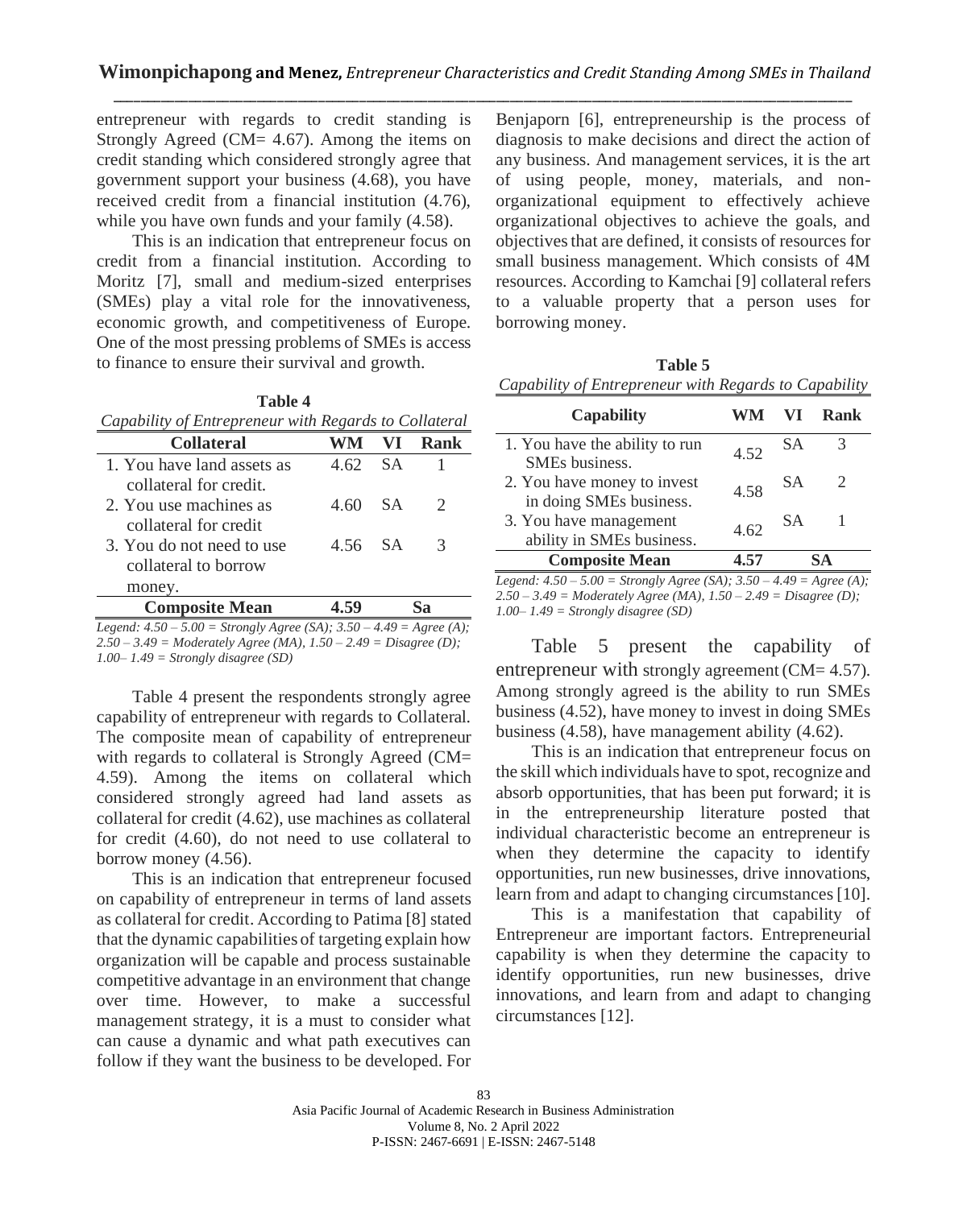entrepreneur with regards to credit standing is Strongly Agreed (CM= 4.67). Among the items on credit standing which considered strongly agree that government support your business (4.68), you have received credit from a financial institution (4.76), while you have own funds and your family (4.58).

This is an indication that entrepreneur focus on credit from a financial institution. According to Moritz [7], small and medium-sized enterprises (SMEs) play a vital role for the innovativeness, economic growth, and competitiveness of Europe. One of the most pressing problems of SMEs is access to finance to ensure their survival and growth.

**Table 4**

*Capability of Entrepreneur with Regards to Collateral*

| Collateral | WM | VI | Rank |
|---|---|---|---|
| 1. You have land assets as collateral for credit. | 4.62 | SA | 1 |
| 2. You use machines as collateral for credit | 4.60 | SA | 2 |
| 3. You do not need to use collateral to borrow money. | 4.56 | SA | 3 |
| **Composite Mean** | **4.59** | **Sa** | |

*Legend: 4.50 – 5.00 = Strongly Agree (SA); 3.50 – 4.49 = Agree (A); 2.50 – 3.49 = Moderately Agree (MA), 1.50 – 2.49 = Disagree (D); 1.00– 1.49 = Strongly disagree (SD)*

Table 4 present the respondents strongly agree capability of entrepreneur with regards to Collateral. The composite mean of capability of entrepreneur with regards to collateral is Strongly Agreed (CM= 4.59). Among the items on collateral which considered strongly agreed had land assets as collateral for credit (4.62), use machines as collateral for credit (4.60), do not need to use collateral to borrow money (4.56).

This is an indication that entrepreneur focused on capability of entrepreneur in terms of land assets as collateral for credit. According to Patima [8] stated that the dynamic capabilities of targeting explain how organization will be capable and process sustainable competitive advantage in an environment that change over time. However, to make a successful management strategy, it is a must to consider what can cause a dynamic and what path executives can follow if they want the business to be developed. For Benjaporn [6], entrepreneurship is the process of diagnosis to make decisions and direct the action of any business. And management services, it is the art of using people, money, materials, and non-organizational equipment to effectively achieve organizational objectives to achieve the goals, and objectives that are defined, it consists of resources for small business management. Which consists of 4M resources. According to Kamchai [9] collateral refers to a valuable property that a person uses for borrowing money.

**Table 5**

*Capability of Entrepreneur with Regards to Capability*

| Capability | WM | VI | Rank |
|---|---|---|---|
| 1. You have the ability to run SMEs business. | 4.52 | SA | 3 |
| 2. You have money to invest in doing SMEs business. | 4.58 | SA | 2 |
| 3. You have management ability in SMEs business. | 4.62 | SA | 1 |
| **Composite Mean** | **4.57** | **SA** | |

*Legend: 4.50 – 5.00 = Strongly Agree (SA); 3.50 – 4.49 = Agree (A); 2.50 – 3.49 = Moderately Agree (MA), 1.50 – 2.49 = Disagree (D); 1.00– 1.49 = Strongly disagree (SD)*

Table 5 present the capability of entrepreneur with strongly agreement (CM= 4.57). Among strongly agreed is the ability to run SMEs business (4.52), have money to invest in doing SMEs business (4.58), have management ability (4.62).

This is an indication that entrepreneur focus on the skill which individuals have to spot, recognize and absorb opportunities, that has been put forward; it is in the entrepreneurship literature posted that individual characteristic become an entrepreneur is when they determine the capacity to identify opportunities, run new businesses, drive innovations, learn from and adapt to changing circumstances [10].

This is a manifestation that capability of Entrepreneur are important factors. Entrepreneurial capability is when they determine the capacity to identify opportunities, run new businesses, drive innovations, and learn from and adapt to changing circumstances [12].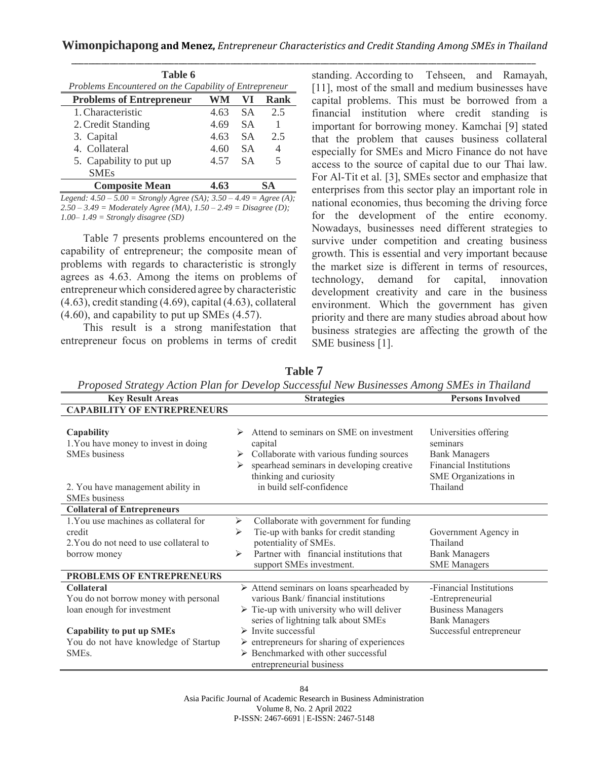**Table 6**

*Problems Encountered on the Capability of Entrepreneur*

| Problems of Entrepreneur | WM | VI | Rank |
|---|---|---|---|
| 1. Characteristic | 4.63 | SA | 2.5 |
| 2. Credit Standing | 4.69 | SA | 1 |
| 3. Capital | 4.63 | SA | 2.5 |
| 4. Collateral | 4.60 | SA | 4 |
| 5. Capability to put up SMEs | 4.57 | SA | 5 |
| **Composite Mean** | **4.63** | **SA** | |

*Legend: 4.50 – 5.00 = Strongly Agree (SA); 3.50 – 4.49 = Agree (A); 2.50 – 3.49 = Moderately Agree (MA), 1.50 – 2.49 = Disagree (D); 1.00– 1.49 = Strongly disagree (SD)*

Table 7 presents problems encountered on the capability of entrepreneur; the composite mean of problems with regards to characteristic is strongly agrees as 4.63. Among the items on problems of entrepreneur which considered agree by characteristic (4.63), credit standing (4.69), capital (4.63), collateral (4.60), and capability to put up SMEs (4.57).

This result is a strong manifestation that entrepreneur focus on problems in terms of credit standing. According to Tehseen, and Ramayah, [11], most of the small and medium businesses have capital problems. This must be borrowed from a financial institution where credit standing is important for borrowing money. Kamchai [9] stated that the problem that causes business collateral especially for SMEs and Micro Finance do not have access to the source of capital due to our Thai law. For Al-Tit et al. [3], SMEs sector and emphasize that enterprises from this sector play an important role in national economies, thus becoming the driving force for the development of the entire economy. Nowadays, businesses need different strategies to survive under competition and creating business growth. This is essential and very important because the market size is different in terms of resources, technology, demand for capital, innovation development creativity and care in the business environment. Which the government has given priority and there are many studies abroad about how business strategies are affecting the growth of the SME business [1].

**Table 7**

*Proposed Strategy Action Plan for Develop Successful New Businesses Among SMEs in Thailand*

| Key Result Areas | Strategies | Persons Involved |
|---|---|---|
| **CAPABILITY OF ENTREPRENEURS** | | |
| **Capability**<br>1. You have money to invest in doing SMEs business<br><br>2. You have management ability in SMEs business | ➢ Attend to seminars on SME on investment capital<br>➢ Collaborate with various funding sources<br>➢ spearhead seminars in developing creative thinking and curiosity in build self-confidence | Universities offering seminars<br>Bank Managers<br>Financial Institutions<br>SME Organizations in Thailand |
| **Collateral of Entrepreneurs** | | |
| 1. You use machines as collateral for credit<br>2. You do not need to use collateral to borrow money | ➢ Collaborate with government for funding<br>➢ Tie-up with banks for credit standing potentiality of SMEs.<br>➢ Partner with financial institutions that support SMEs investment. | Government Agency in Thailand<br>Bank Managers<br>SME Managers |
| **PROBLEMS OF ENTREPRENEURS** | | |
| **Collateral**<br>You do not borrow money with personal loan enough for investment<br><br>**Capability to put up SMEs**<br>You do not have knowledge of Startup SMEs. | ➢ Attend seminars on loans spearheaded by various Bank/ financial institutions<br>➢ Tie-up with university who will deliver series of lightning talk about SMEs<br>➢ Invite successful<br>➢ entrepreneurs for sharing of experiences<br>➢ Benchmarked with other successful entrepreneurial business | -Financial Institutions<br>-Entrepreneurial<br>Business Managers<br>Bank Managers<br>Successful entrepreneur |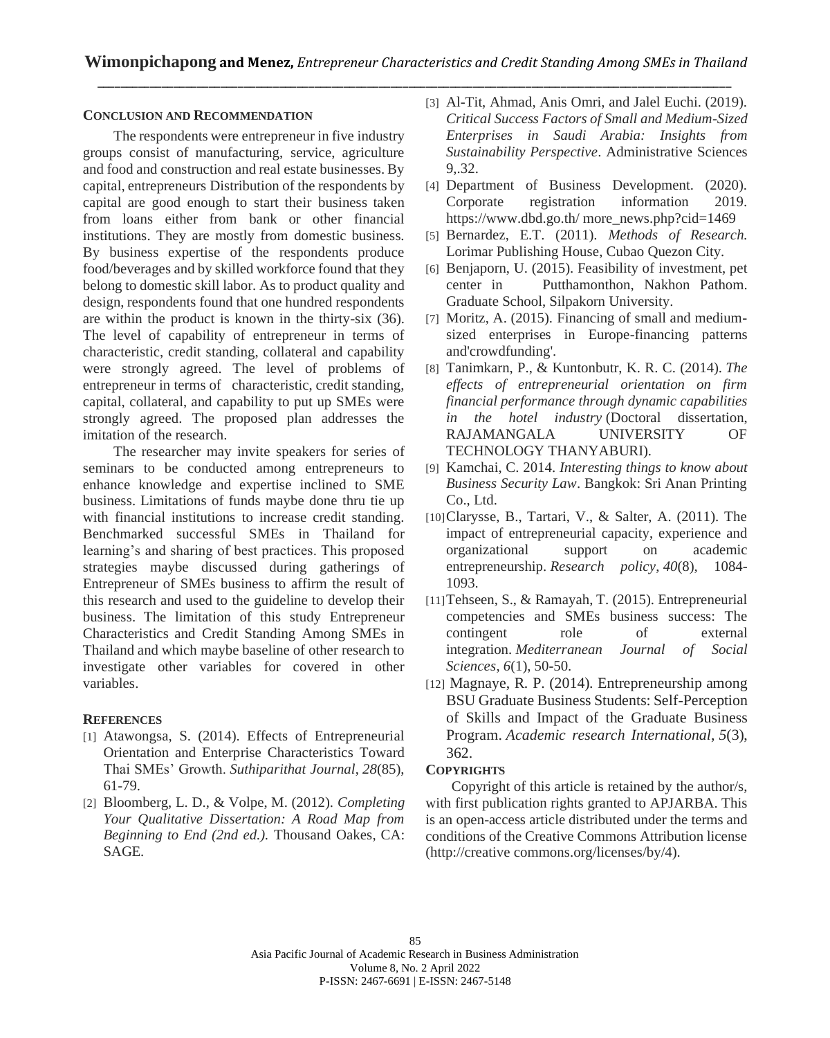## CONCLUSION AND RECOMMENDATION

The respondents were entrepreneur in five industry groups consist of manufacturing, service, agriculture and food and construction and real estate businesses. By capital, entrepreneurs Distribution of the respondents by capital are good enough to start their business taken from loans either from bank or other financial institutions. They are mostly from domestic business. By business expertise of the respondents produce food/beverages and by skilled workforce found that they belong to domestic skill labor. As to product quality and design, respondents found that one hundred respondents are within the product is known in the thirty-six (36). The level of capability of entrepreneur in terms of characteristic, credit standing, collateral and capability were strongly agreed. The level of problems of entrepreneur in terms of characteristic, credit standing, capital, collateral, and capability to put up SMEs were strongly agreed. The proposed plan addresses the imitation of the research.

The researcher may invite speakers for series of seminars to be conducted among entrepreneurs to enhance knowledge and expertise inclined to SME business. Limitations of funds maybe done thru tie up with financial institutions to increase credit standing. Benchmarked successful SMEs in Thailand for learning's and sharing of best practices. This proposed strategies maybe discussed during gatherings of Entrepreneur of SMEs business to affirm the result of this research and used to the guideline to develop their business. The limitation of this study Entrepreneur Characteristics and Credit Standing Among SMEs in Thailand and which maybe baseline of other research to investigate other variables for covered in other variables.

## REFERENCES

[1] Atawongsa, S. (2014). Effects of Entrepreneurial Orientation and Enterprise Characteristics Toward Thai SMEs' Growth. *Suthiparithat Journal*, *28*(85), 61-79.

[2] Bloomberg, L. D., & Volpe, M. (2012). *Completing Your Qualitative Dissertation: A Road Map from Beginning to End (2nd ed.).* Thousand Oakes, CA: SAGE.

[3] Al-Tit, Ahmad, Anis Omri, and Jalel Euchi. (2019). *Critical Success Factors of Small and Medium-Sized Enterprises in Saudi Arabia: Insights from Sustainability Perspective*. Administrative Sciences 9,.32.

[4] Department of Business Development. (2020). Corporate registration information 2019. https://www.dbd.go.th/ more_news.php?cid=1469

[5] Bernardez, E.T. (2011). *Methods of Research.* Lorimar Publishing House, Cubao Quezon City.

[6] Benjaporn, U. (2015). Feasibility of investment, pet center in Putthamonthon, Nakhon Pathom. Graduate School, Silpakorn University.

[7] Moritz, A. (2015). Financing of small and medium-sized enterprises in Europe-financing patterns and'crowdfunding'.

[8] Tanimkarn, P., & Kuntonbutr, K. R. C. (2014). *The effects of entrepreneurial orientation on firm financial performance through dynamic capabilities in the hotel industry* (Doctoral dissertation, RAJAMANGALA UNIVERSITY OF TECHNOLOGY THANYABURI).

[9] Kamchai, C. 2014. *Interesting things to know about Business Security Law*. Bangkok: Sri Anan Printing Co., Ltd.

[10] Clarysse, B., Tartari, V., & Salter, A. (2011). The impact of entrepreneurial capacity, experience and organizational support on academic entrepreneurship. *Research policy*, *40*(8), 1084-1093.

[11] Tehseen, S., & Ramayah, T. (2015). Entrepreneurial competencies and SMEs business success: The contingent role of external integration. *Mediterranean Journal of Social Sciences*, *6*(1), 50-50.

[12] Magnaye, R. P. (2014). Entrepreneurship among BSU Graduate Business Students: Self-Perception of Skills and Impact of the Graduate Business Program. *Academic research International*, *5*(3), 362.

## COPYRIGHTS

Copyright of this article is retained by the author/s, with first publication rights granted to APJARBA. This is an open-access article distributed under the terms and conditions of the Creative Commons Attribution license (http://creative commons.org/licenses/by/4).